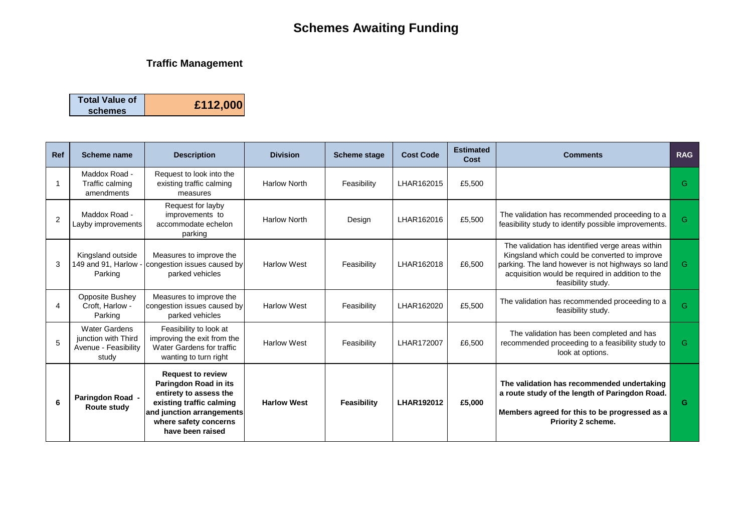# Schemes Awaiting Funding

## Traffic Management

| Total Value of schemes | £112,000 |
|---|---|

| Ref | Scheme name | Description | Division | Scheme stage | Cost Code | Estimated Cost | Comments | RAG |
|---|---|---|---|---|---|---|---|---|
| 1 | Maddox Road - Traffic calming amendments | Request to look into the existing traffic calming measures | Harlow North | Feasibility | LHAR162015 | £5,500 | | G |
| 2 | Maddox Road - Layby improvements | Request for layby improvements to accommodate echelon parking | Harlow North | Design | LHAR162016 | £5,500 | The validation has recommended proceeding to a feasibility study to identify possible improvements. | G |
| 3 | Kingsland outside 149 and 91, Harlow - Parking | Measures to improve the congestion issues caused by parked vehicles | Harlow West | Feasibility | LHAR162018 | £6,500 | The validation has identified verge areas within Kingsland which could be converted to improve parking. The land however is not highways so land acquisition would be required in addition to the feasibility study. | G |
| 4 | Opposite Bushey Croft, Harlow - Parking | Measures to improve the congestion issues caused by parked vehicles | Harlow West | Feasibility | LHAR162020 | £5,500 | The validation has recommended proceeding to a feasibility study. | G |
| 5 | Water Gardens junction with Third Avenue - Feasibility study | Feasibility to look at improving the exit from the Water Gardens for traffic wanting to turn right | Harlow West | Feasibility | LHAR172007 | £6,500 | The validation has been completed and has recommended proceeding to a feasibility study to look at options. | G |
| **6** | **Paringdon Road - Route study** | **Request to review Paringdon Road in its entirety to assess the existing traffic calming and junction arrangements where safety concerns have been raised** | **Harlow West** | **Feasibility** | **LHAR192012** | **£5,000** | **The validation has recommended undertaking a route study of the length of Paringdon Road. Members agreed for this to be progressed as a Priority 2 scheme.** | **G** |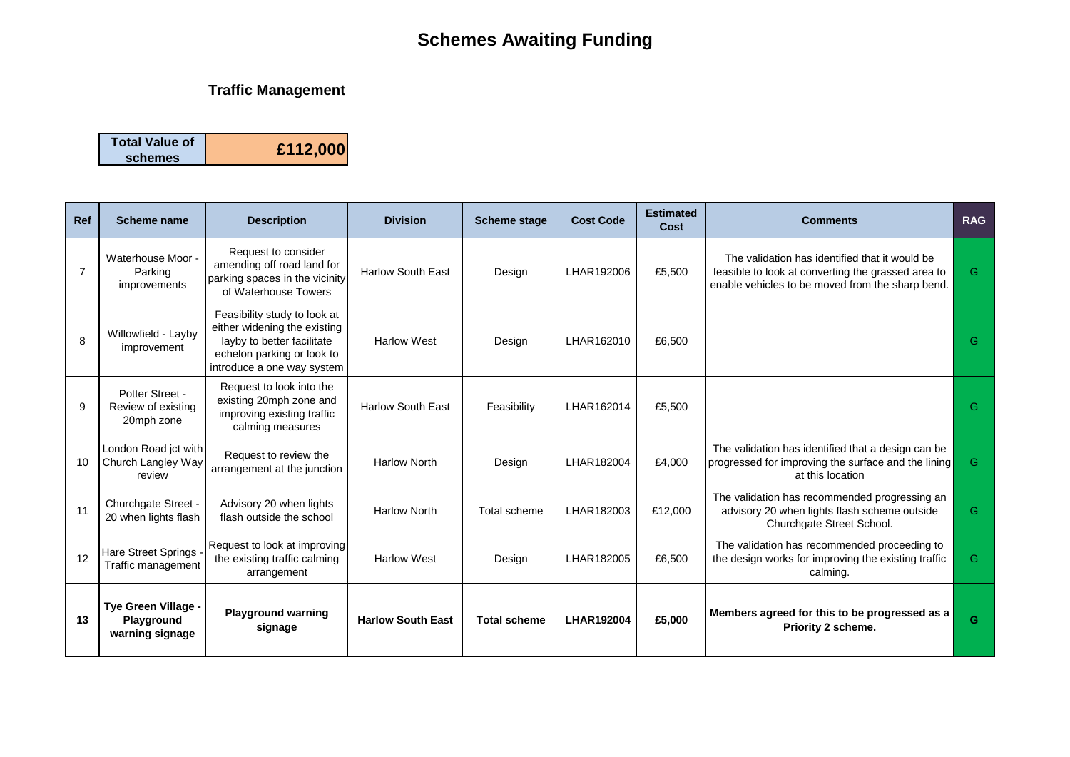# Schemes Awaiting Funding

## Traffic Management

| Total Value of schemes | £112,000 |
|---|---|

| Ref | Scheme name | Description | Division | Scheme stage | Cost Code | Estimated Cost | Comments | RAG |
|---|---|---|---|---|---|---|---|---|
| 7 | Waterhouse Moor - Parking improvements | Request to consider amending off road land for parking spaces in the vicinity of Waterhouse Towers | Harlow South East | Design | LHAR192006 | £5,500 | The validation has identified that it would be feasible to look at converting the grassed area to enable vehicles to be moved from the sharp bend. | G |
| 8 | Willowfield - Layby improvement | Feasibility study to look at either widening the existing layby to better facilitate echelon parking or look to introduce a one way system | Harlow West | Design | LHAR162010 | £6,500 | | G |
| 9 | Potter Street - Review of existing 20mph zone | Request to look into the existing 20mph zone and improving existing traffic calming measures | Harlow South East | Feasibility | LHAR162014 | £5,500 | | G |
| 10 | London Road jct with Church Langley Way review | Request to review the arrangement at the junction | Harlow North | Design | LHAR182004 | £4,000 | The validation has identified that a design can be progressed for improving the surface and the lining at this location | G |
| 11 | Churchgate Street - 20 when lights flash | Advisory 20 when lights flash outside the school | Harlow North | Total scheme | LHAR182003 | £12,000 | The validation has recommended progressing an advisory 20 when lights flash scheme outside Churchgate Street School. | G |
| 12 | Hare Street Springs - Traffic management | Request to look at improving the existing traffic calming arrangement | Harlow West | Design | LHAR182005 | £6,500 | The validation has recommended proceeding to the design works for improving the existing traffic calming. | G |
| **13** | **Tye Green Village - Playground warning signage** | **Playground warning signage** | **Harlow South East** | **Total scheme** | **LHAR192004** | **£5,000** | **Members agreed for this to be progressed as a Priority 2 scheme.** | **G** |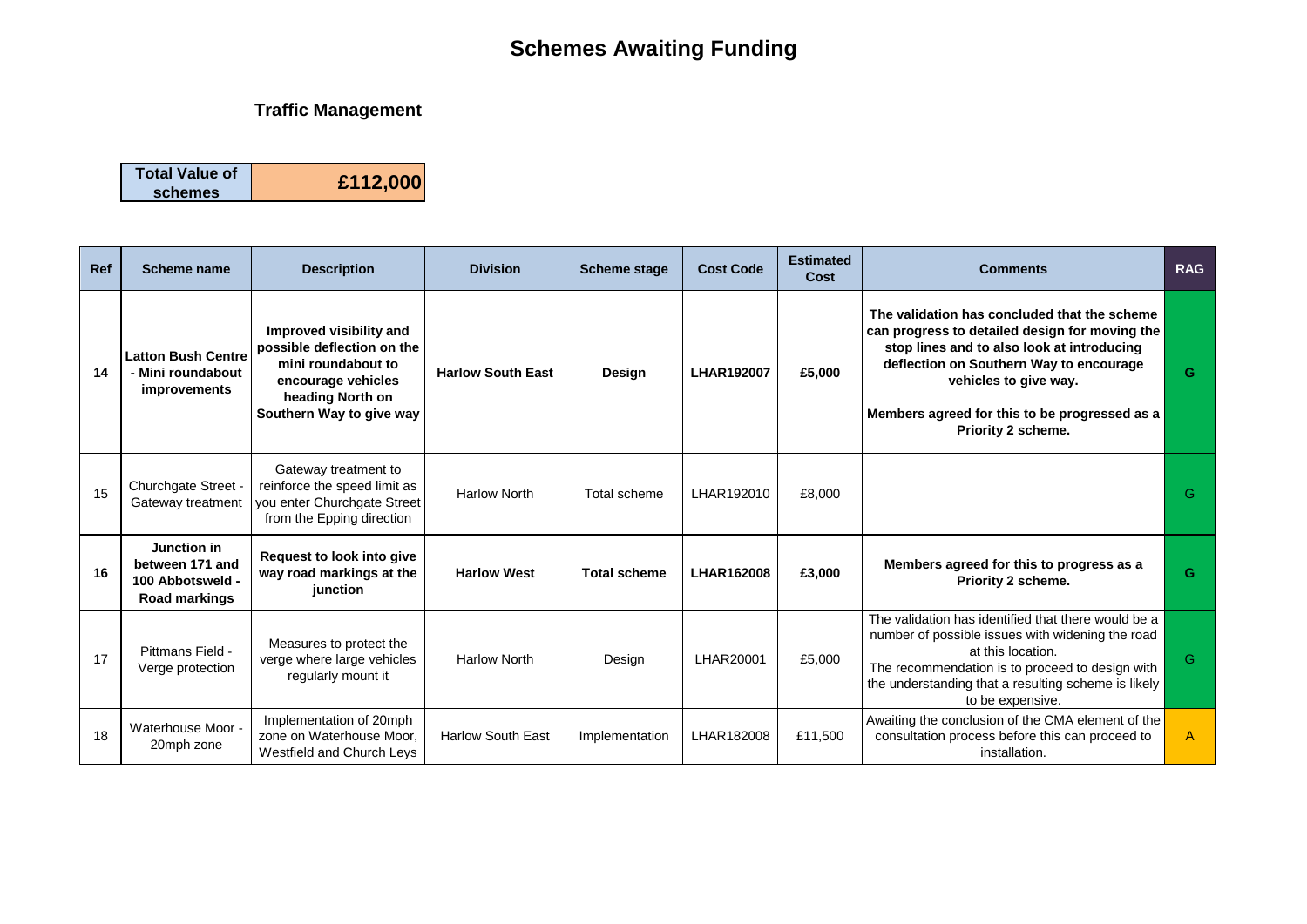# Schemes Awaiting Funding

## Traffic Management

| Total Value of schemes | £112,000 |
| --- | --- |

| Ref | Scheme name | Description | Division | Scheme stage | Cost Code | Estimated Cost | Comments | RAG |
| --- | --- | --- | --- | --- | --- | --- | --- | --- |
| **14** | **Latton Bush Centre - Mini roundabout improvements** | **Improved visibility and possible deflection on the mini roundabout to encourage vehicles heading North on Southern Way to give way** | **Harlow South East** | **Design** | **LHAR192007** | **£5,000** | **The validation has concluded that the scheme can progress to detailed design for moving the stop lines and to also look at introducing deflection on Southern Way to encourage vehicles to give way.** <br><br> **Members agreed for this to be progressed as a Priority 2 scheme.** | **G** |
| 15 | Churchgate Street - Gateway treatment | Gateway treatment to reinforce the speed limit as you enter Churchgate Street from the Epping direction | Harlow North | Total scheme | LHAR192010 | £8,000 | | G |
| **16** | **Junction in between 171 and 100 Abbotsweld - Road markings** | **Request to look into give way road markings at the junction** | **Harlow West** | **Total scheme** | **LHAR162008** | **£3,000** | **Members agreed for this to progress as a Priority 2 scheme.** | **G** |
| 17 | Pittmans Field - Verge protection | Measures to protect the verge where large vehicles regularly mount it | Harlow North | Design | LHAR20001 | £5,000 | The validation has identified that there would be a number of possible issues with widening the road at this location. <br> The recommendation is to proceed to design with the understanding that a resulting scheme is likely to be expensive. | G |
| 18 | Waterhouse Moor - 20mph zone | Implementation of 20mph zone on Waterhouse Moor, Westfield and Church Leys | Harlow South East | Implementation | LHAR182008 | £11,500 | Awaiting the conclusion of the CMA element of the consultation process before this can proceed to installation. | A |